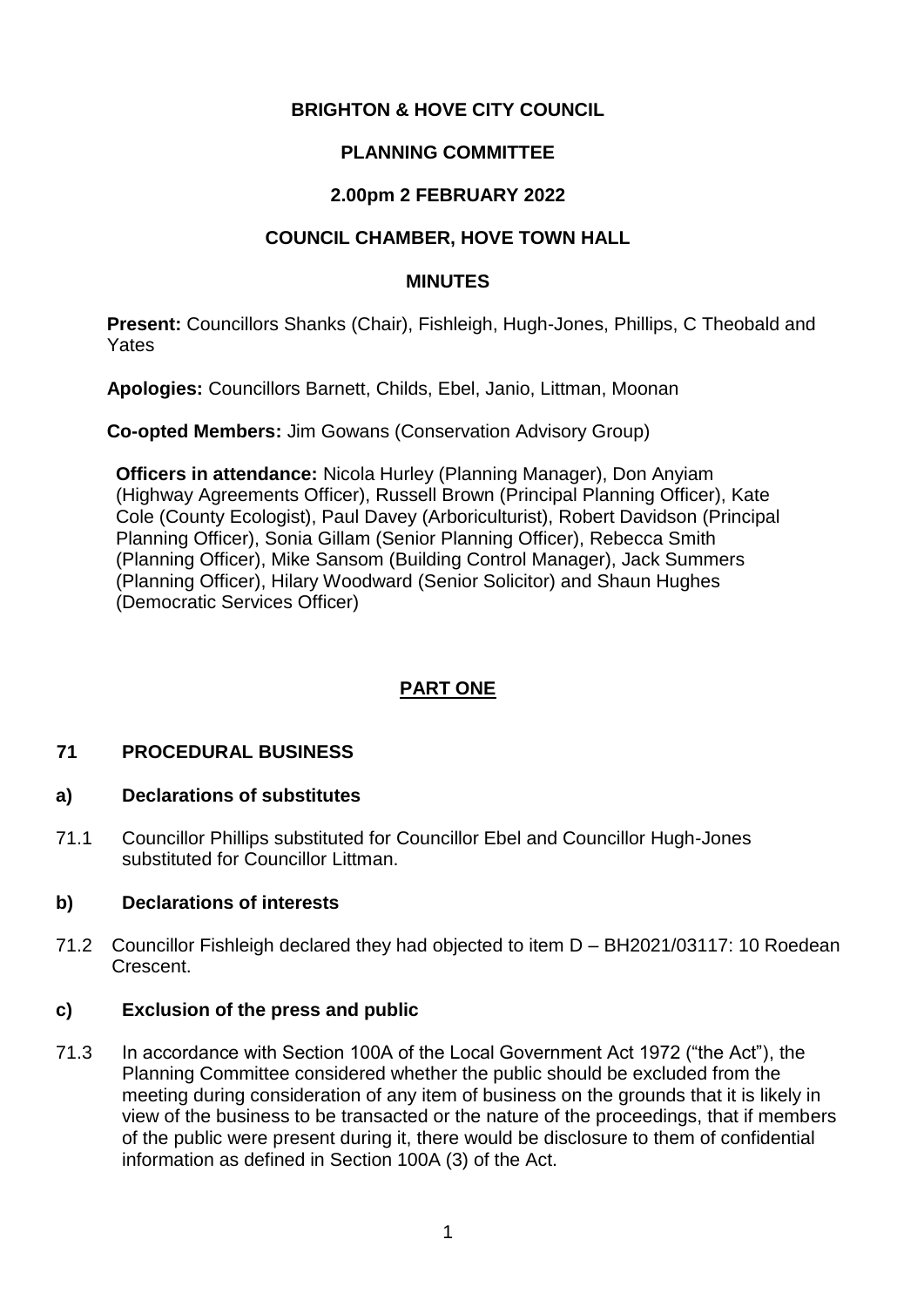# BRIGHTON & HOVE CITY COUNCIL

## PLANNING COMMITTEE

## 2.00pm 2 FEBRUARY 2022

## COUNCIL CHAMBER, HOVE TOWN HALL

## MINUTES

**Present:** Councillors Shanks (Chair), Fishleigh, Hugh-Jones, Phillips, C Theobald and Yates

**Apologies:** Councillors Barnett, Childs, Ebel, Janio, Littman, Moonan

**Co-opted Members:** Jim Gowans (Conservation Advisory Group)

**Officers in attendance:** Nicola Hurley (Planning Manager), Don Anyiam (Highway Agreements Officer), Russell Brown (Principal Planning Officer), Kate Cole (County Ecologist), Paul Davey (Arboriculturist), Robert Davidson (Principal Planning Officer), Sonia Gillam (Senior Planning Officer), Rebecca Smith (Planning Officer), Mike Sansom (Building Control Manager), Jack Summers (Planning Officer), Hilary Woodward (Senior Solicitor) and Shaun Hughes (Democratic Services Officer)

## PART ONE

### 71 PROCEDURAL BUSINESS

#### a) Declarations of substitutes

71.1 Councillor Phillips substituted for Councillor Ebel and Councillor Hugh-Jones substituted for Councillor Littman.

#### b) Declarations of interests

71.2 Councillor Fishleigh declared they had objected to item D – BH2021/03117: 10 Roedean Crescent.

#### c) Exclusion of the press and public

71.3 In accordance with Section 100A of the Local Government Act 1972 ("the Act"), the Planning Committee considered whether the public should be excluded from the meeting during consideration of any item of business on the grounds that it is likely in view of the business to be transacted or the nature of the proceedings, that if members of the public were present during it, there would be disclosure to them of confidential information as defined in Section 100A (3) of the Act.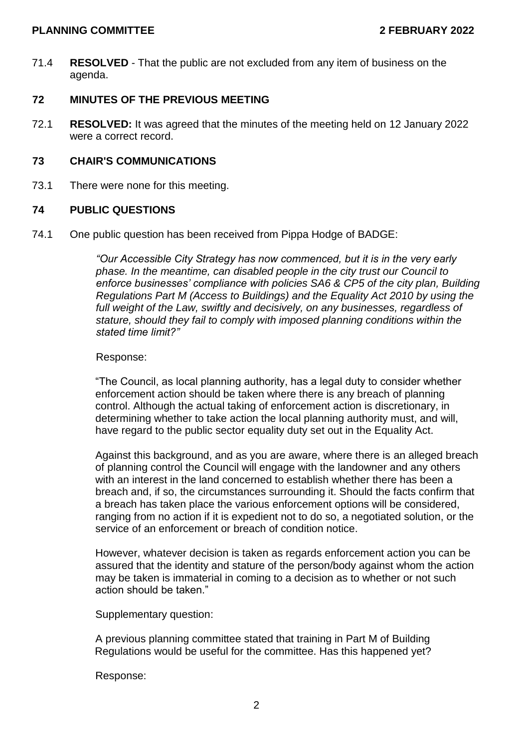71.4 **RESOLVED** - That the public are not excluded from any item of business on the agenda.

## 72 MINUTES OF THE PREVIOUS MEETING

72.1 **RESOLVED:** It was agreed that the minutes of the meeting held on 12 January 2022 were a correct record.

## 73 CHAIR'S COMMUNICATIONS

73.1 There were none for this meeting.

## 74 PUBLIC QUESTIONS

74.1 One public question has been received from Pippa Hodge of BADGE:

> *"Our Accessible City Strategy has now commenced, but it is in the very early phase. In the meantime, can disabled people in the city trust our Council to enforce businesses' compliance with policies SA6 & CP5 of the city plan, Building Regulations Part M (Access to Buildings) and the Equality Act 2010 by using the full weight of the Law, swiftly and decisively, on any businesses, regardless of stature, should they fail to comply with imposed planning conditions within the stated time limit?"*

Response:

"The Council, as local planning authority, has a legal duty to consider whether enforcement action should be taken where there is any breach of planning control. Although the actual taking of enforcement action is discretionary, in determining whether to take action the local planning authority must, and will, have regard to the public sector equality duty set out in the Equality Act.

Against this background, and as you are aware, where there is an alleged breach of planning control the Council will engage with the landowner and any others with an interest in the land concerned to establish whether there has been a breach and, if so, the circumstances surrounding it. Should the facts confirm that a breach has taken place the various enforcement options will be considered, ranging from no action if it is expedient not to do so, a negotiated solution, or the service of an enforcement or breach of condition notice.

However, whatever decision is taken as regards enforcement action you can be assured that the identity and stature of the person/body against whom the action may be taken is immaterial in coming to a decision as to whether or not such action should be taken."

Supplementary question:

A previous planning committee stated that training in Part M of Building Regulations would be useful for the committee. Has this happened yet?

Response: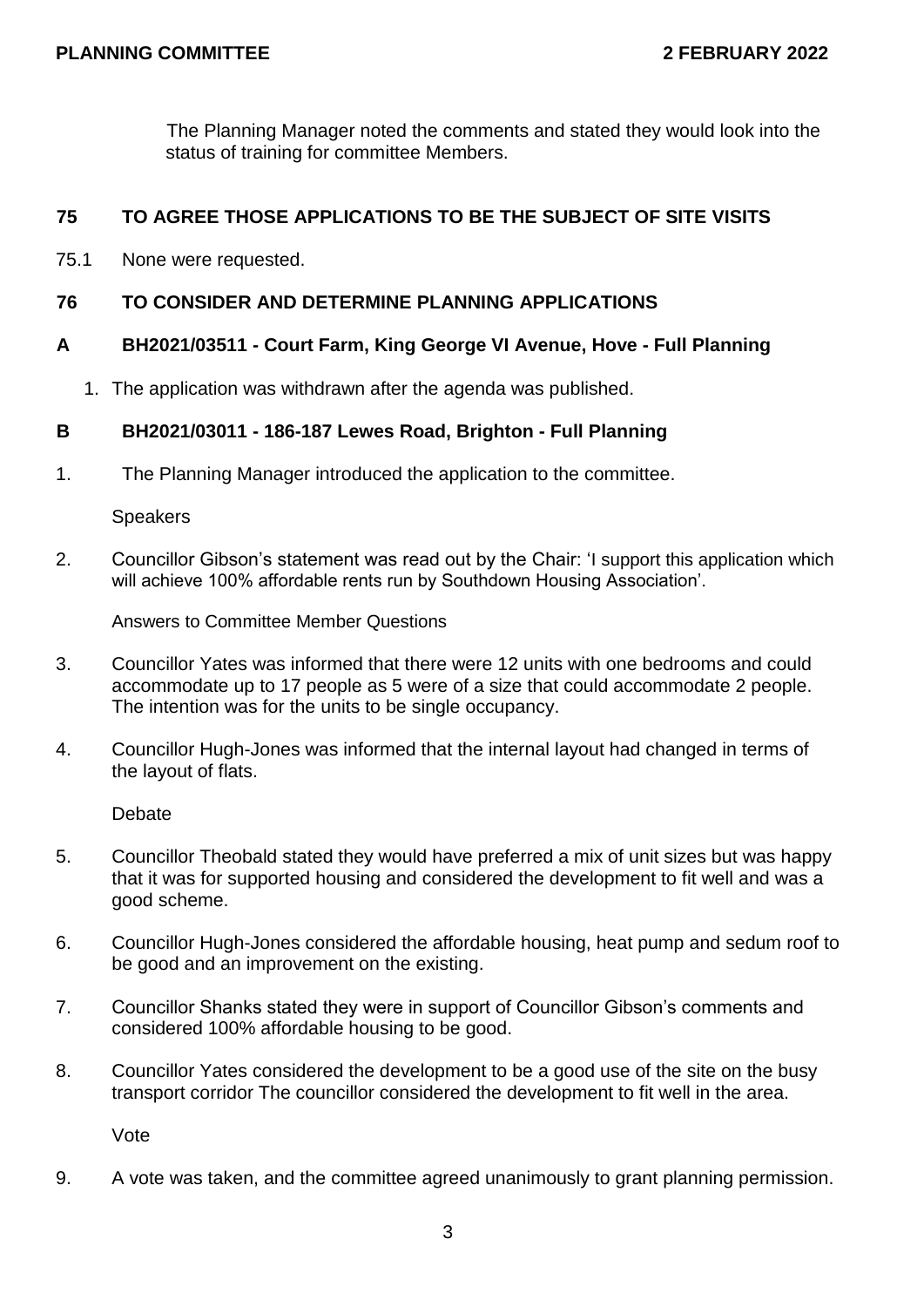The Planning Manager noted the comments and stated they would look into the status of training for committee Members.

## 75 TO AGREE THOSE APPLICATIONS TO BE THE SUBJECT OF SITE VISITS

75.1 None were requested.

## 76 TO CONSIDER AND DETERMINE PLANNING APPLICATIONS

### A BH2021/03511 - Court Farm, King George VI Avenue, Hove - Full Planning

1. The application was withdrawn after the agenda was published.

### B BH2021/03011 - 186-187 Lewes Road, Brighton - Full Planning

1. The Planning Manager introduced the application to the committee.

Speakers

2. Councillor Gibson's statement was read out by the Chair: 'I support this application which will achieve 100% affordable rents run by Southdown Housing Association'.

Answers to Committee Member Questions

3. Councillor Yates was informed that there were 12 units with one bedrooms and could accommodate up to 17 people as 5 were of a size that could accommodate 2 people. The intention was for the units to be single occupancy.

4. Councillor Hugh-Jones was informed that the internal layout had changed in terms of the layout of flats.

Debate

5. Councillor Theobald stated they would have preferred a mix of unit sizes but was happy that it was for supported housing and considered the development to fit well and was a good scheme.

6. Councillor Hugh-Jones considered the affordable housing, heat pump and sedum roof to be good and an improvement on the existing.

7. Councillor Shanks stated they were in support of Councillor Gibson's comments and considered 100% affordable housing to be good.

8. Councillor Yates considered the development to be a good use of the site on the busy transport corridor The councillor considered the development to fit well in the area.

Vote

9. A vote was taken, and the committee agreed unanimously to grant planning permission.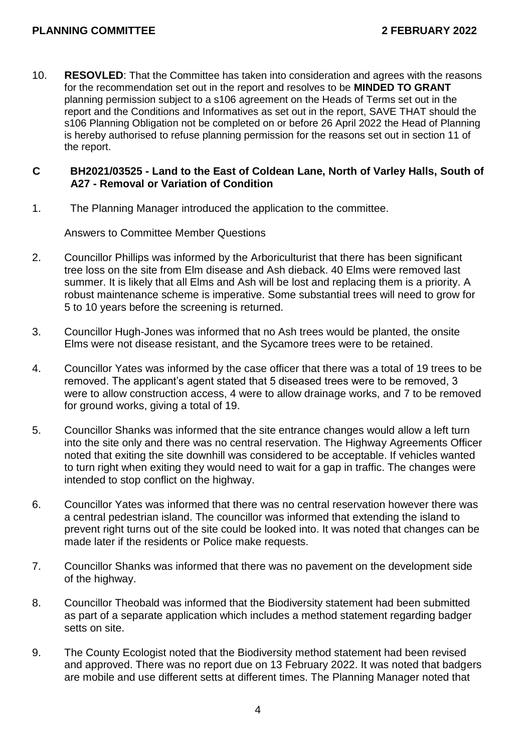10. **RESOVLED**: That the Committee has taken into consideration and agrees with the reasons for the recommendation set out in the report and resolves to be **MINDED TO GRANT** planning permission subject to a s106 agreement on the Heads of Terms set out in the report and the Conditions and Informatives as set out in the report, SAVE THAT should the s106 Planning Obligation not be completed on or before 26 April 2022 the Head of Planning is hereby authorised to refuse planning permission for the reasons set out in section 11 of the report.

## C BH2021/03525 - Land to the East of Coldean Lane, North of Varley Halls, South of A27 - Removal or Variation of Condition

1. The Planning Manager introduced the application to the committee.

   Answers to Committee Member Questions

2. Councillor Phillips was informed by the Arboriculturist that there has been significant tree loss on the site from Elm disease and Ash dieback. 40 Elms were removed last summer. It is likely that all Elms and Ash will be lost and replacing them is a priority. A robust maintenance scheme is imperative. Some substantial trees will need to grow for 5 to 10 years before the screening is returned.

3. Councillor Hugh-Jones was informed that no Ash trees would be planted, the onsite Elms were not disease resistant, and the Sycamore trees were to be retained.

4. Councillor Yates was informed by the case officer that there was a total of 19 trees to be removed. The applicant's agent stated that 5 diseased trees were to be removed, 3 were to allow construction access, 4 were to allow drainage works, and 7 to be removed for ground works, giving a total of 19.

5. Councillor Shanks was informed that the site entrance changes would allow a left turn into the site only and there was no central reservation. The Highway Agreements Officer noted that exiting the site downhill was considered to be acceptable. If vehicles wanted to turn right when exiting they would need to wait for a gap in traffic. The changes were intended to stop conflict on the highway.

6. Councillor Yates was informed that there was no central reservation however there was a central pedestrian island. The councillor was informed that extending the island to prevent right turns out of the site could be looked into. It was noted that changes can be made later if the residents or Police make requests.

7. Councillor Shanks was informed that there was no pavement on the development side of the highway.

8. Councillor Theobald was informed that the Biodiversity statement had been submitted as part of a separate application which includes a method statement regarding badger setts on site.

9. The County Ecologist noted that the Biodiversity method statement had been revised and approved. There was no report due on 13 February 2022. It was noted that badgers are mobile and use different setts at different times. The Planning Manager noted that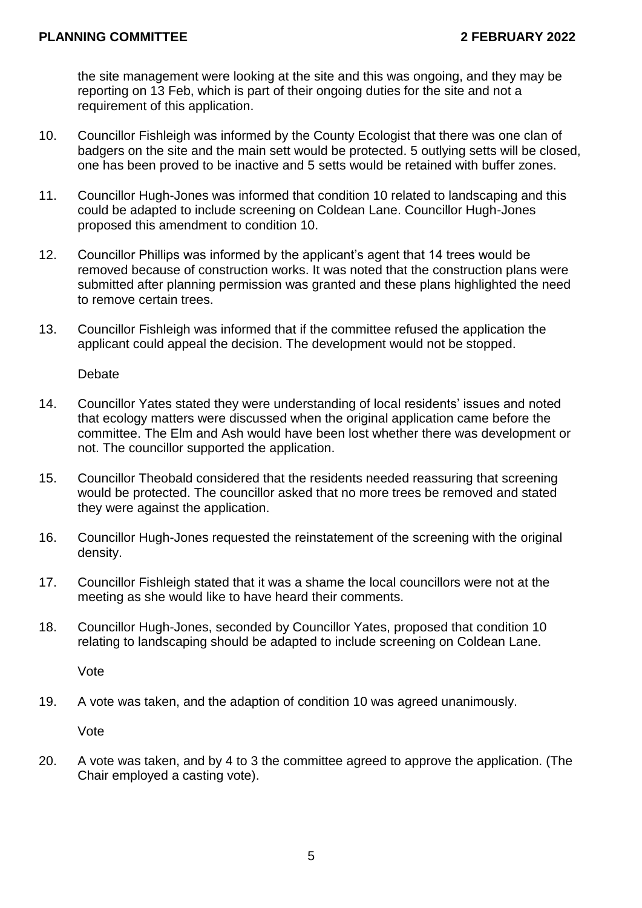the site management were looking at the site and this was ongoing, and they may be reporting on 13 Feb, which is part of their ongoing duties for the site and not a requirement of this application.

10. Councillor Fishleigh was informed by the County Ecologist that there was one clan of badgers on the site and the main sett would be protected. 5 outlying setts will be closed, one has been proved to be inactive and 5 setts would be retained with buffer zones.

11. Councillor Hugh-Jones was informed that condition 10 related to landscaping and this could be adapted to include screening on Coldean Lane. Councillor Hugh-Jones proposed this amendment to condition 10.

12. Councillor Phillips was informed by the applicant's agent that 14 trees would be removed because of construction works. It was noted that the construction plans were submitted after planning permission was granted and these plans highlighted the need to remove certain trees.

13. Councillor Fishleigh was informed that if the committee refused the application the applicant could appeal the decision. The development would not be stopped.

Debate

14. Councillor Yates stated they were understanding of local residents' issues and noted that ecology matters were discussed when the original application came before the committee. The Elm and Ash would have been lost whether there was development or not. The councillor supported the application.

15. Councillor Theobald considered that the residents needed reassuring that screening would be protected. The councillor asked that no more trees be removed and stated they were against the application.

16. Councillor Hugh-Jones requested the reinstatement of the screening with the original density.

17. Councillor Fishleigh stated that it was a shame the local councillors were not at the meeting as she would like to have heard their comments.

18. Councillor Hugh-Jones, seconded by Councillor Yates, proposed that condition 10 relating to landscaping should be adapted to include screening on Coldean Lane.

Vote

19. A vote was taken, and the adaption of condition 10 was agreed unanimously.

Vote

20. A vote was taken, and by 4 to 3 the committee agreed to approve the application. (The Chair employed a casting vote).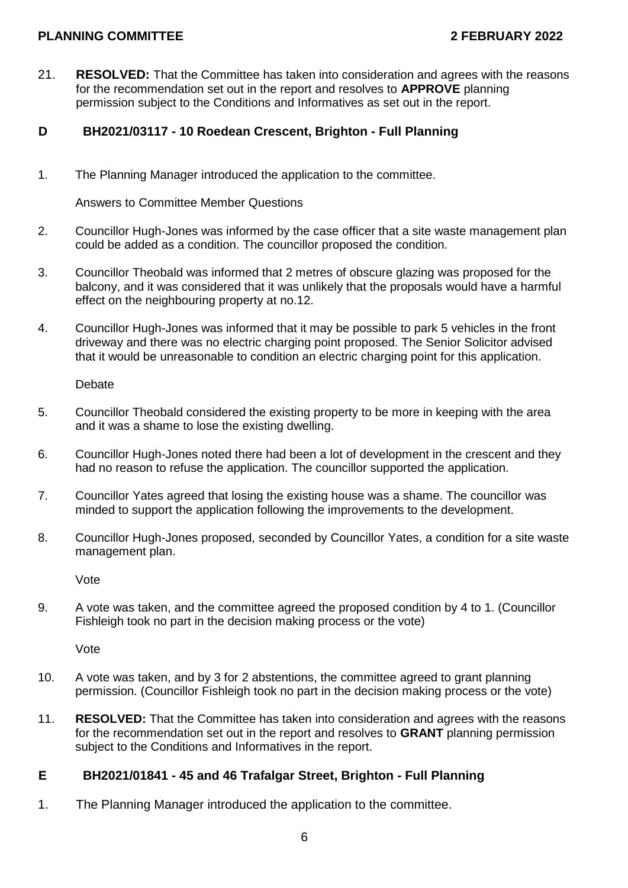21. **RESOLVED:** That the Committee has taken into consideration and agrees with the reasons for the recommendation set out in the report and resolves to **APPROVE** planning permission subject to the Conditions and Informatives as set out in the report.

## D BH2021/03117 - 10 Roedean Crescent, Brighton - Full Planning

1. The Planning Manager introduced the application to the committee.

   Answers to Committee Member Questions

2. Councillor Hugh-Jones was informed by the case officer that a site waste management plan could be added as a condition. The councillor proposed the condition.

3. Councillor Theobald was informed that 2 metres of obscure glazing was proposed for the balcony, and it was considered that it was unlikely that the proposals would have a harmful effect on the neighbouring property at no.12.

4. Councillor Hugh-Jones was informed that it may be possible to park 5 vehicles in the front driveway and there was no electric charging point proposed. The Senior Solicitor advised that it would be unreasonable to condition an electric charging point for this application.

   Debate

5. Councillor Theobald considered the existing property to be more in keeping with the area and it was a shame to lose the existing dwelling.

6. Councillor Hugh-Jones noted there had been a lot of development in the crescent and they had no reason to refuse the application. The councillor supported the application.

7. Councillor Yates agreed that losing the existing house was a shame. The councillor was minded to support the application following the improvements to the development.

8. Councillor Hugh-Jones proposed, seconded by Councillor Yates, a condition for a site waste management plan.

   Vote

9. A vote was taken, and the committee agreed the proposed condition by 4 to 1. (Councillor Fishleigh took no part in the decision making process or the vote)

   Vote

10. A vote was taken, and by 3 for 2 abstentions, the committee agreed to grant planning permission. (Councillor Fishleigh took no part in the decision making process or the vote)

11. **RESOLVED:** That the Committee has taken into consideration and agrees with the reasons for the recommendation set out in the report and resolves to **GRANT** planning permission subject to the Conditions and Informatives in the report.

## E BH2021/01841 - 45 and 46 Trafalgar Street, Brighton - Full Planning

1. The Planning Manager introduced the application to the committee.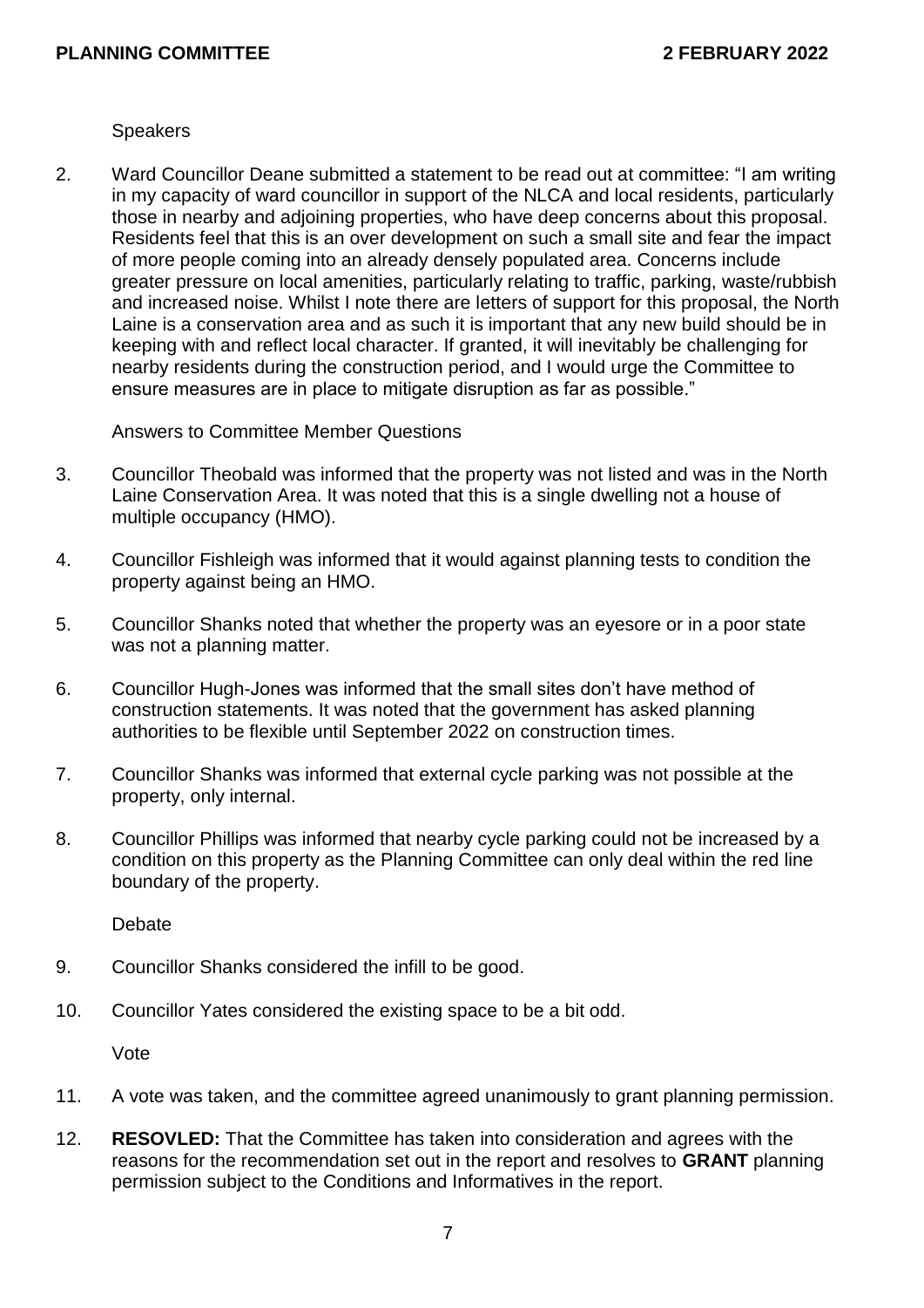Speakers

2. Ward Councillor Deane submitted a statement to be read out at committee: "I am writing in my capacity of ward councillor in support of the NLCA and local residents, particularly those in nearby and adjoining properties, who have deep concerns about this proposal. Residents feel that this is an over development on such a small site and fear the impact of more people coming into an already densely populated area. Concerns include greater pressure on local amenities, particularly relating to traffic, parking, waste/rubbish and increased noise. Whilst I note there are letters of support for this proposal, the North Laine is a conservation area and as such it is important that any new build should be in keeping with and reflect local character. If granted, it will inevitably be challenging for nearby residents during the construction period, and I would urge the Committee to ensure measures are in place to mitigate disruption as far as possible."

Answers to Committee Member Questions

3. Councillor Theobald was informed that the property was not listed and was in the North Laine Conservation Area. It was noted that this is a single dwelling not a house of multiple occupancy (HMO).

4. Councillor Fishleigh was informed that it would against planning tests to condition the property against being an HMO.

5. Councillor Shanks noted that whether the property was an eyesore or in a poor state was not a planning matter.

6. Councillor Hugh-Jones was informed that the small sites don't have method of construction statements. It was noted that the government has asked planning authorities to be flexible until September 2022 on construction times.

7. Councillor Shanks was informed that external cycle parking was not possible at the property, only internal.

8. Councillor Phillips was informed that nearby cycle parking could not be increased by a condition on this property as the Planning Committee can only deal within the red line boundary of the property.

Debate

9. Councillor Shanks considered the infill to be good.

10. Councillor Yates considered the existing space to be a bit odd.

Vote

11. A vote was taken, and the committee agreed unanimously to grant planning permission.

12. **RESOVLED:** That the Committee has taken into consideration and agrees with the reasons for the recommendation set out in the report and resolves to **GRANT** planning permission subject to the Conditions and Informatives in the report.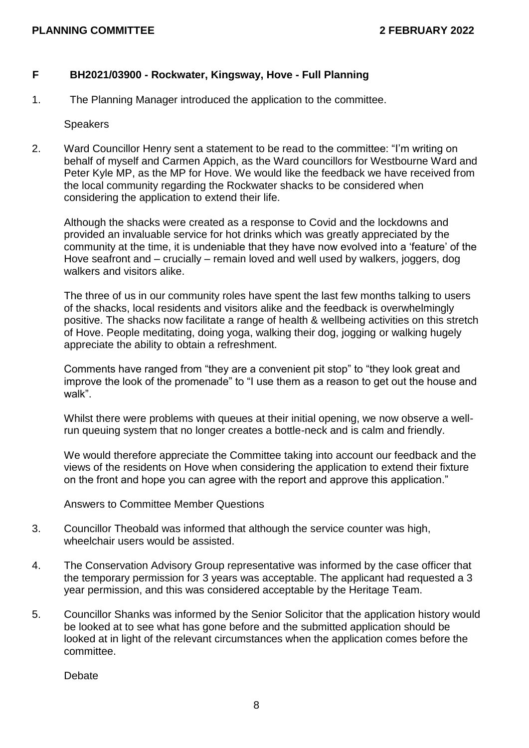## F BH2021/03900 - Rockwater, Kingsway, Hove - Full Planning

1. The Planning Manager introduced the application to the committee.

   Speakers

2. Ward Councillor Henry sent a statement to be read to the committee: "I'm writing on behalf of myself and Carmen Appich, as the Ward councillors for Westbourne Ward and Peter Kyle MP, as the MP for Hove. We would like the feedback we have received from the local community regarding the Rockwater shacks to be considered when considering the application to extend their life.

   Although the shacks were created as a response to Covid and the lockdowns and provided an invaluable service for hot drinks which was greatly appreciated by the community at the time, it is undeniable that they have now evolved into a 'feature' of the Hove seafront and – crucially – remain loved and well used by walkers, joggers, dog walkers and visitors alike.

   The three of us in our community roles have spent the last few months talking to users of the shacks, local residents and visitors alike and the feedback is overwhelmingly positive. The shacks now facilitate a range of health & wellbeing activities on this stretch of Hove. People meditating, doing yoga, walking their dog, jogging or walking hugely appreciate the ability to obtain a refreshment.

   Comments have ranged from "they are a convenient pit stop" to "they look great and improve the look of the promenade" to "I use them as a reason to get out the house and walk".

   Whilst there were problems with queues at their initial opening, we now observe a well-run queuing system that no longer creates a bottle-neck and is calm and friendly.

   We would therefore appreciate the Committee taking into account our feedback and the views of the residents on Hove when considering the application to extend their fixture on the front and hope you can agree with the report and approve this application."

   Answers to Committee Member Questions

3. Councillor Theobald was informed that although the service counter was high, wheelchair users would be assisted.

4. The Conservation Advisory Group representative was informed by the case officer that the temporary permission for 3 years was acceptable. The applicant had requested a 3 year permission, and this was considered acceptable by the Heritage Team.

5. Councillor Shanks was informed by the Senior Solicitor that the application history would be looked at to see what has gone before and the submitted application should be looked at in light of the relevant circumstances when the application comes before the committee.

   Debate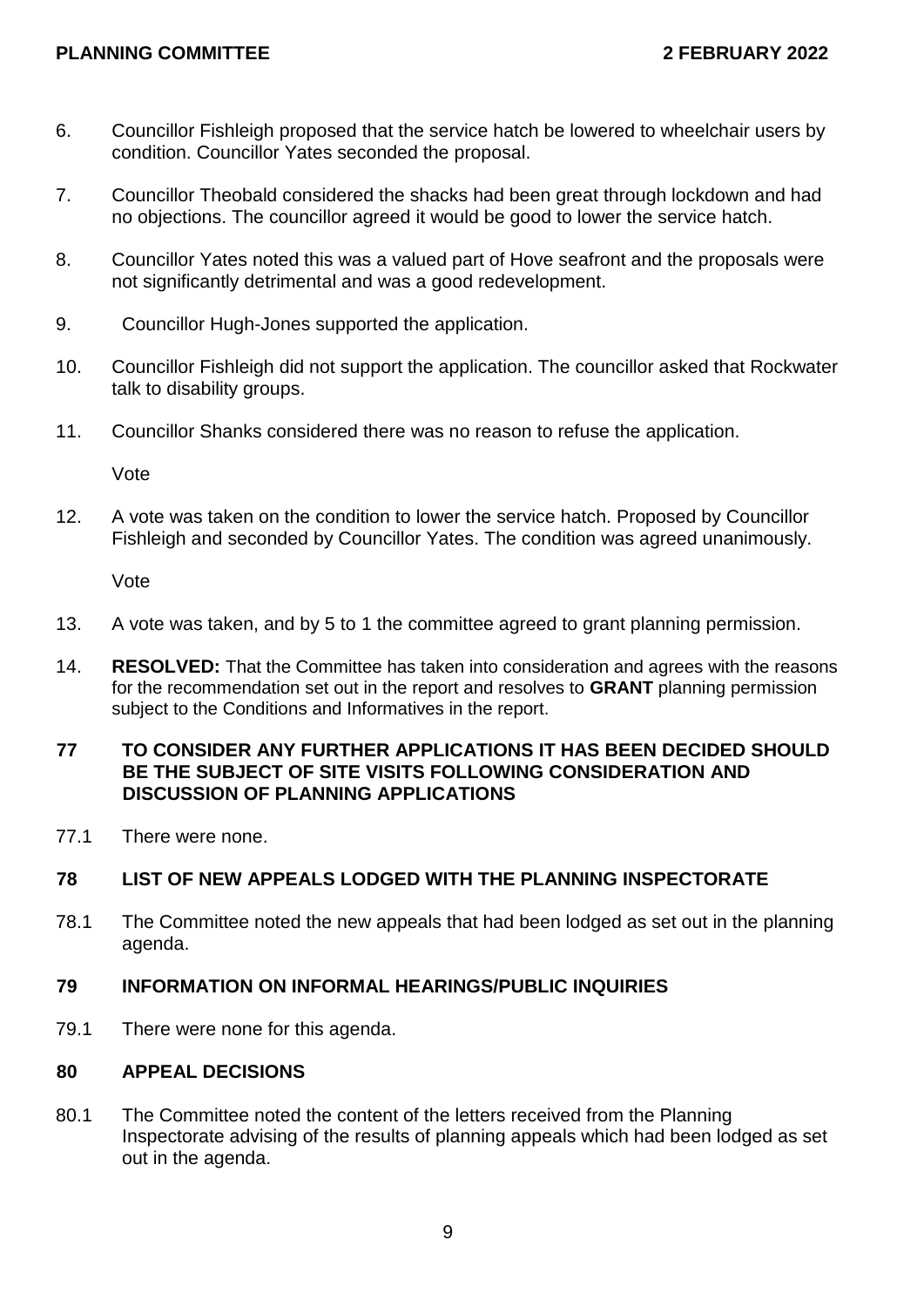6. Councillor Fishleigh proposed that the service hatch be lowered to wheelchair users by condition. Councillor Yates seconded the proposal.

7. Councillor Theobald considered the shacks had been great through lockdown and had no objections. The councillor agreed it would be good to lower the service hatch.

8. Councillor Yates noted this was a valued part of Hove seafront and the proposals were not significantly detrimental and was a good redevelopment.

9. Councillor Hugh-Jones supported the application.

10. Councillor Fishleigh did not support the application. The councillor asked that Rockwater talk to disability groups.

11. Councillor Shanks considered there was no reason to refuse the application.

Vote

12. A vote was taken on the condition to lower the service hatch. Proposed by Councillor Fishleigh and seconded by Councillor Yates. The condition was agreed unanimously.

Vote

13. A vote was taken, and by 5 to 1 the committee agreed to grant planning permission.

14. **RESOLVED:** That the Committee has taken into consideration and agrees with the reasons for the recommendation set out in the report and resolves to **GRANT** planning permission subject to the Conditions and Informatives in the report.

## 77 TO CONSIDER ANY FURTHER APPLICATIONS IT HAS BEEN DECIDED SHOULD BE THE SUBJECT OF SITE VISITS FOLLOWING CONSIDERATION AND DISCUSSION OF PLANNING APPLICATIONS

77.1 There were none.

## 78 LIST OF NEW APPEALS LODGED WITH THE PLANNING INSPECTORATE

78.1 The Committee noted the new appeals that had been lodged as set out in the planning agenda.

## 79 INFORMATION ON INFORMAL HEARINGS/PUBLIC INQUIRIES

79.1 There were none for this agenda.

## 80 APPEAL DECISIONS

80.1 The Committee noted the content of the letters received from the Planning Inspectorate advising of the results of planning appeals which had been lodged as set out in the agenda.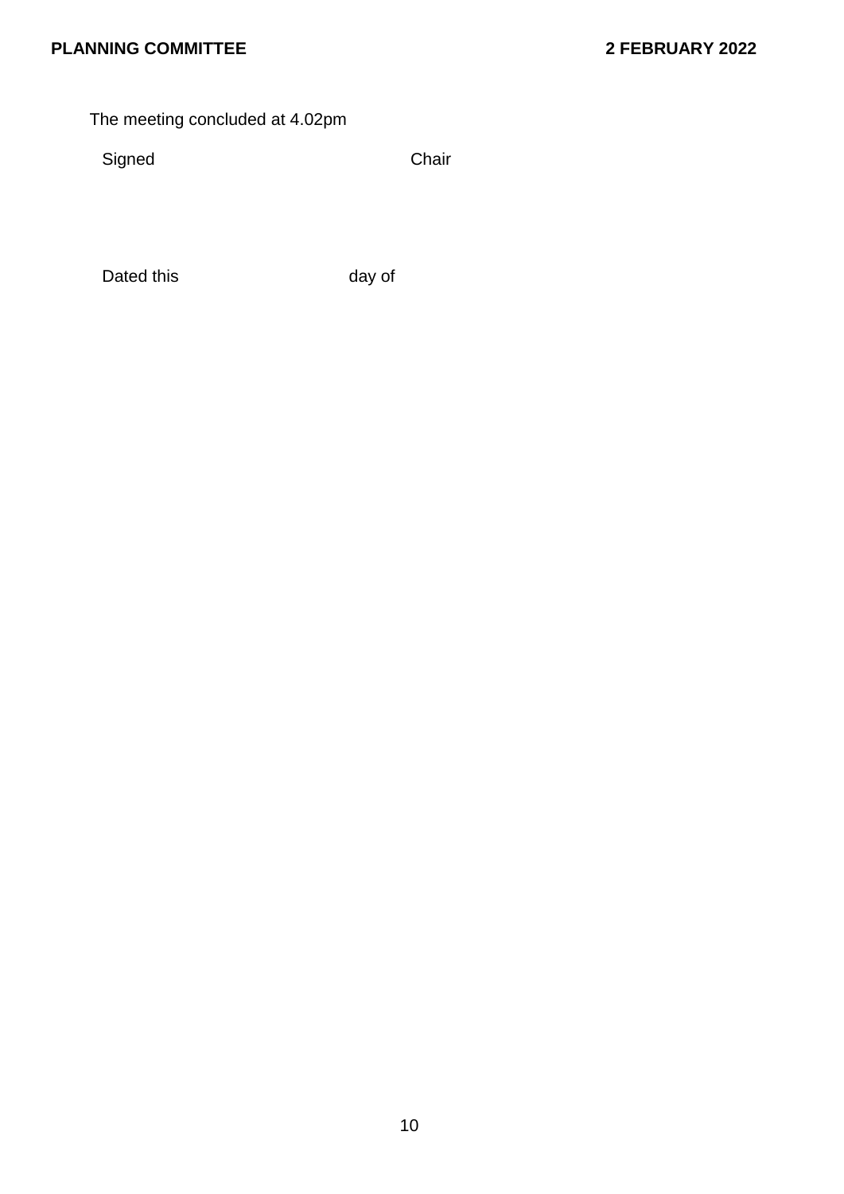The meeting concluded at 4.02pm

Signed Chair

Dated this day of